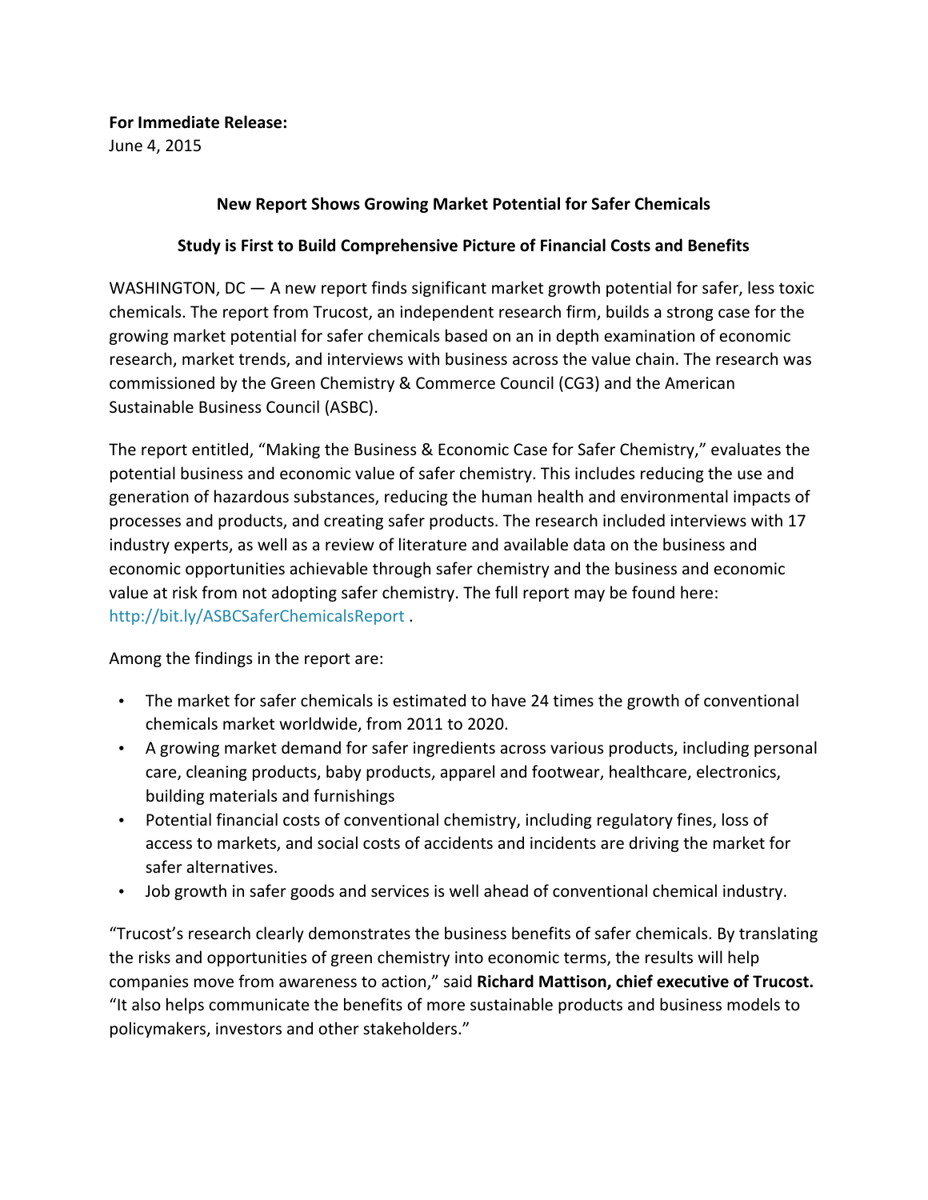**For Immediate Release:**
June 4, 2015

**New Report Shows Growing Market Potential for Safer Chemicals**

**Study is First to Build Comprehensive Picture of Financial Costs and Benefits**

WASHINGTON, DC — A new report finds significant market growth potential for safer, less toxic chemicals. The report from Trucost, an independent research firm, builds a strong case for the growing market potential for safer chemicals based on an in depth examination of economic research, market trends, and interviews with business across the value chain. The research was commissioned by the Green Chemistry & Commerce Council (CG3) and the American Sustainable Business Council (ASBC).

The report entitled, "Making the Business & Economic Case for Safer Chemistry," evaluates the potential business and economic value of safer chemistry. This includes reducing the use and generation of hazardous substances, reducing the human health and environmental impacts of processes and products, and creating safer products. The research included interviews with 17 industry experts, as well as a review of literature and available data on the business and economic opportunities achievable through safer chemistry and the business and economic value at risk from not adopting safer chemistry. The full report may be found here: http://bit.ly/ASBCSaferChemicalsReport .

Among the findings in the report are:

- The market for safer chemicals is estimated to have 24 times the growth of conventional chemicals market worldwide, from 2011 to 2020.
- A growing market demand for safer ingredients across various products, including personal care, cleaning products, baby products, apparel and footwear, healthcare, electronics, building materials and furnishings
- Potential financial costs of conventional chemistry, including regulatory fines, loss of access to markets, and social costs of accidents and incidents are driving the market for safer alternatives.
- Job growth in safer goods and services is well ahead of conventional chemical industry.

"Trucost's research clearly demonstrates the business benefits of safer chemicals. By translating the risks and opportunities of green chemistry into economic terms, the results will help companies move from awareness to action," said **Richard Mattison, chief executive of Trucost.** "It also helps communicate the benefits of more sustainable products and business models to policymakers, investors and other stakeholders."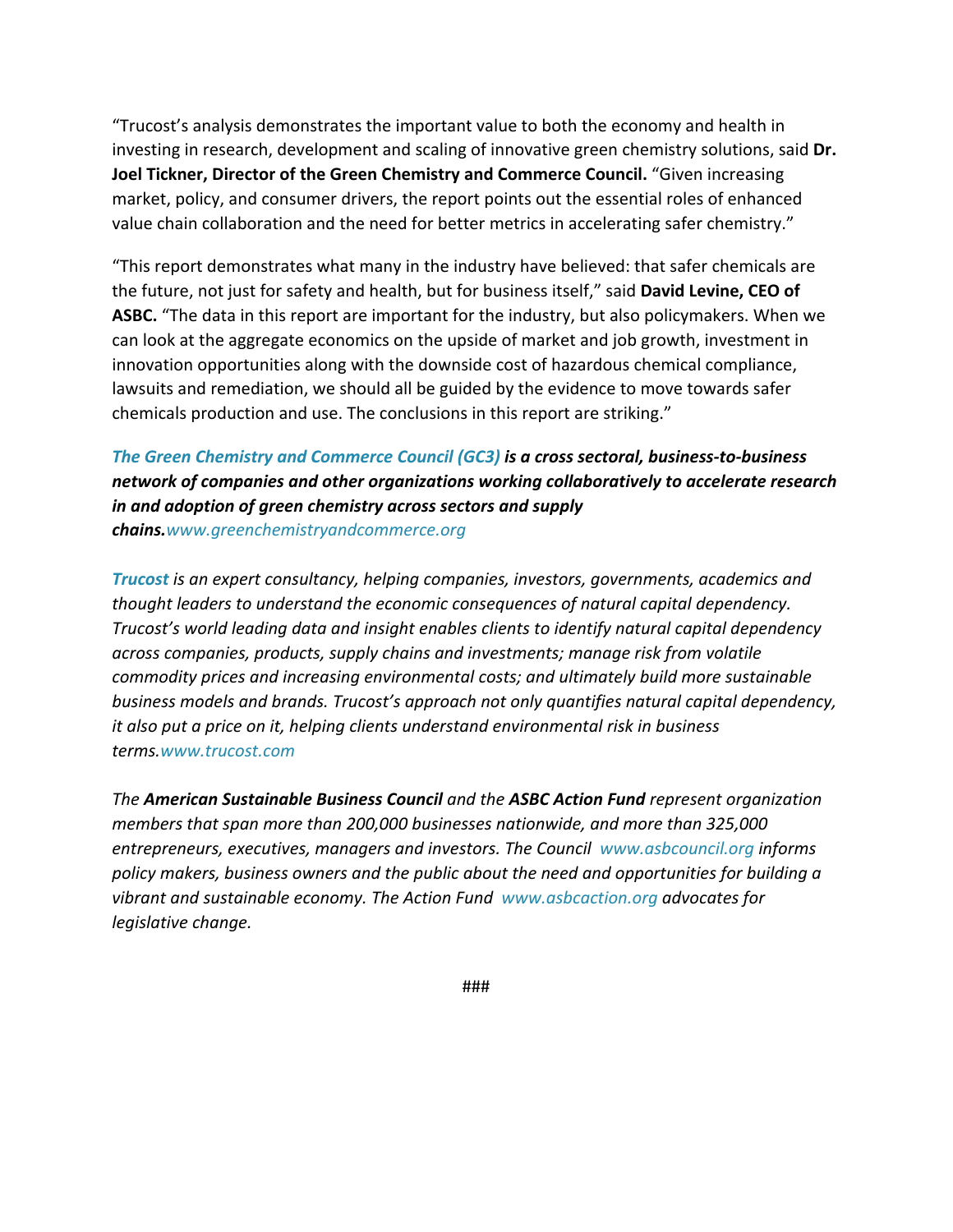"Trucost's analysis demonstrates the important value to both the economy and health in investing in research, development and scaling of innovative green chemistry solutions, said **Dr. Joel Tickner, Director of the Green Chemistry and Commerce Council.** "Given increasing market, policy, and consumer drivers, the report points out the essential roles of enhanced value chain collaboration and the need for better metrics in accelerating safer chemistry."

"This report demonstrates what many in the industry have believed: that safer chemicals are the future, not just for safety and health, but for business itself," said **David Levine, CEO of ASBC.** "The data in this report are important for the industry, but also policymakers. When we can look at the aggregate economics on the upside of market and job growth, investment in innovation opportunities along with the downside cost of hazardous chemical compliance, lawsuits and remediation, we should all be guided by the evidence to move towards safer chemicals production and use. The conclusions in this report are striking."

***The Green Chemistry and Commerce Council (GC3) is a cross sectoral, business-to-business network of companies and other organizations working collaboratively to accelerate research in and adoption of green chemistry across sectors and supply chains.*** *www.greenchemistryandcommerce.org*

***Trucost*** *is an expert consultancy, helping companies, investors, governments, academics and thought leaders to understand the economic consequences of natural capital dependency. Trucost's world leading data and insight enables clients to identify natural capital dependency across companies, products, supply chains and investments; manage risk from volatile commodity prices and increasing environmental costs; and ultimately build more sustainable business models and brands. Trucost's approach not only quantifies natural capital dependency, it also put a price on it, helping clients understand environmental risk in business terms. www.trucost.com*

*The* ***American Sustainable Business Council*** *and the* ***ASBC Action Fund*** *represent organization members that span more than 200,000 businesses nationwide, and more than 325,000 entrepreneurs, executives, managers and investors. The Council www.asbcouncil.org informs policy makers, business owners and the public about the need and opportunities for building a vibrant and sustainable economy. The Action Fund www.asbcaction.org advocates for legislative change.*

###